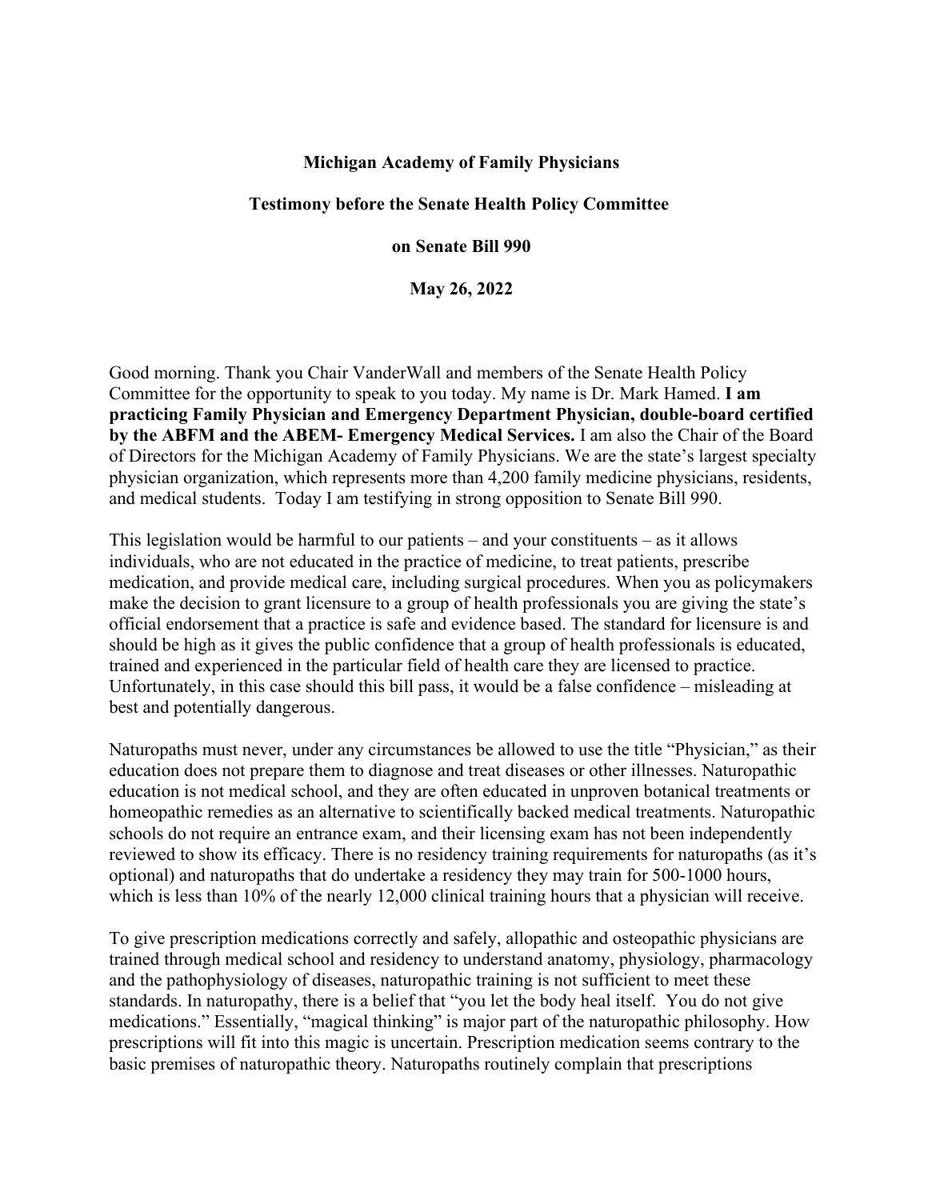**Michigan Academy of Family Physicians**

**Testimony before the Senate Health Policy Committee**

**on Senate Bill 990**

**May 26, 2022**

Good morning. Thank you Chair VanderWall and members of the Senate Health Policy Committee for the opportunity to speak to you today. My name is Dr. Mark Hamed. **I am practicing Family Physician and Emergency Department Physician, double-board certified by the ABFM and the ABEM- Emergency Medical Services.** I am also the Chair of the Board of Directors for the Michigan Academy of Family Physicians. We are the state's largest specialty physician organization, which represents more than 4,200 family medicine physicians, residents, and medical students. Today I am testifying in strong opposition to Senate Bill 990.

This legislation would be harmful to our patients – and your constituents – as it allows individuals, who are not educated in the practice of medicine, to treat patients, prescribe medication, and provide medical care, including surgical procedures. When you as policymakers make the decision to grant licensure to a group of health professionals you are giving the state's official endorsement that a practice is safe and evidence based. The standard for licensure is and should be high as it gives the public confidence that a group of health professionals is educated, trained and experienced in the particular field of health care they are licensed to practice. Unfortunately, in this case should this bill pass, it would be a false confidence – misleading at best and potentially dangerous.

Naturopaths must never, under any circumstances be allowed to use the title "Physician," as their education does not prepare them to diagnose and treat diseases or other illnesses. Naturopathic education is not medical school, and they are often educated in unproven botanical treatments or homeopathic remedies as an alternative to scientifically backed medical treatments. Naturopathic schools do not require an entrance exam, and their licensing exam has not been independently reviewed to show its efficacy. There is no residency training requirements for naturopaths (as it's optional) and naturopaths that do undertake a residency they may train for 500-1000 hours, which is less than 10% of the nearly 12,000 clinical training hours that a physician will receive.

To give prescription medications correctly and safely, allopathic and osteopathic physicians are trained through medical school and residency to understand anatomy, physiology, pharmacology and the pathophysiology of diseases, naturopathic training is not sufficient to meet these standards. In naturopathy, there is a belief that "you let the body heal itself. You do not give medications." Essentially, "magical thinking" is major part of the naturopathic philosophy. How prescriptions will fit into this magic is uncertain. Prescription medication seems contrary to the basic premises of naturopathic theory. Naturopaths routinely complain that prescriptions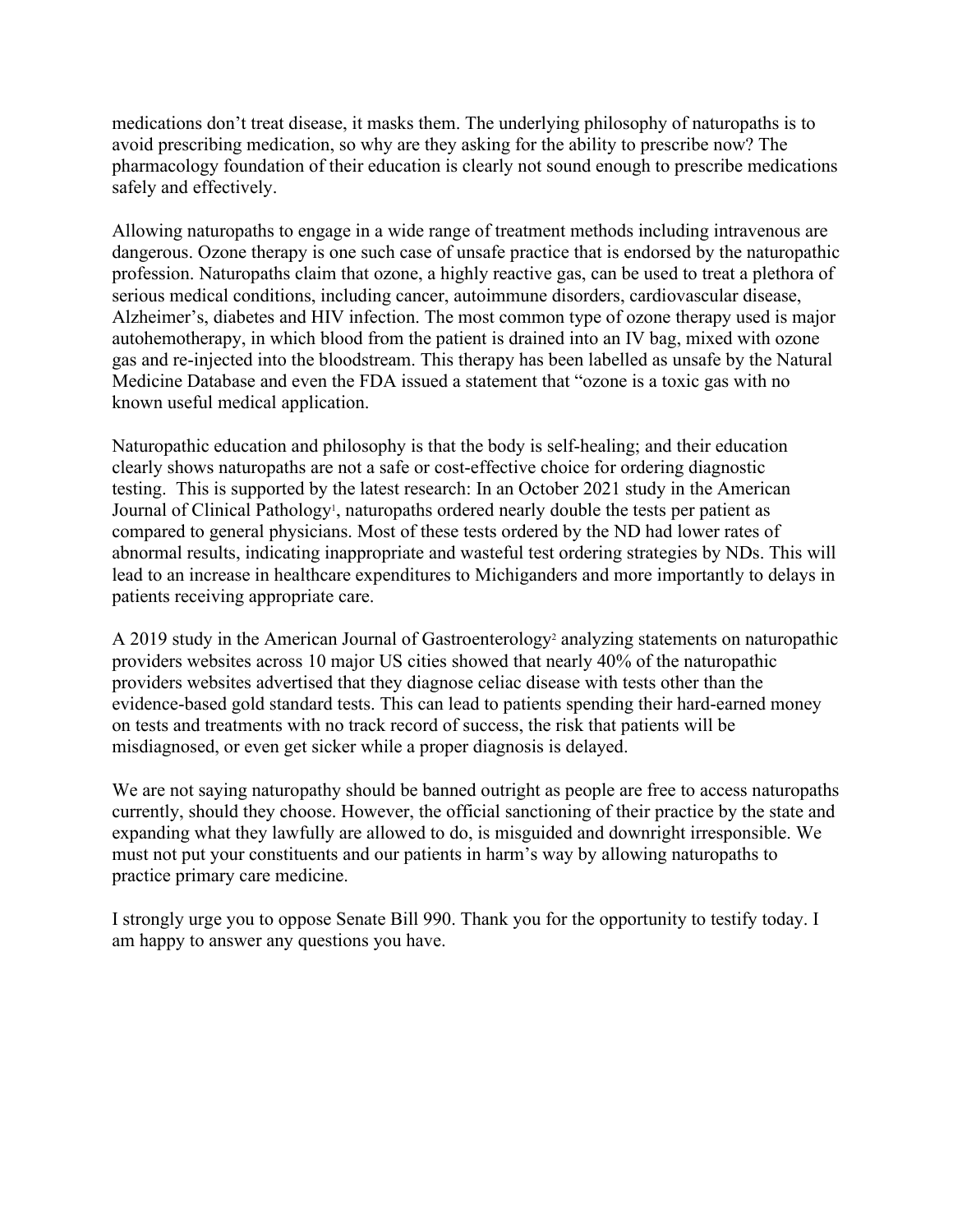medications don't treat disease, it masks them. The underlying philosophy of naturopaths is to avoid prescribing medication, so why are they asking for the ability to prescribe now? The pharmacology foundation of their education is clearly not sound enough to prescribe medications safely and effectively.

Allowing naturopaths to engage in a wide range of treatment methods including intravenous are dangerous. Ozone therapy is one such case of unsafe practice that is endorsed by the naturopathic profession. Naturopaths claim that ozone, a highly reactive gas, can be used to treat a plethora of serious medical conditions, including cancer, autoimmune disorders, cardiovascular disease, Alzheimer's, diabetes and HIV infection. The most common type of ozone therapy used is major autohemotherapy, in which blood from the patient is drained into an IV bag, mixed with ozone gas and re-injected into the bloodstream. This therapy has been labelled as unsafe by the Natural Medicine Database and even the FDA issued a statement that "ozone is a toxic gas with no known useful medical application.

Naturopathic education and philosophy is that the body is self-healing; and their education clearly shows naturopaths are not a safe or cost-effective choice for ordering diagnostic testing. This is supported by the latest research: In an October 2021 study in the American Journal of Clinical Pathology[1], naturopaths ordered nearly double the tests per patient as compared to general physicians. Most of these tests ordered by the ND had lower rates of abnormal results, indicating inappropriate and wasteful test ordering strategies by NDs. This will lead to an increase in healthcare expenditures to Michiganders and more importantly to delays in patients receiving appropriate care.

A 2019 study in the American Journal of Gastroenterology[2] analyzing statements on naturopathic providers websites across 10 major US cities showed that nearly 40% of the naturopathic providers websites advertised that they diagnose celiac disease with tests other than the evidence-based gold standard tests. This can lead to patients spending their hard-earned money on tests and treatments with no track record of success, the risk that patients will be misdiagnosed, or even get sicker while a proper diagnosis is delayed.

We are not saying naturopathy should be banned outright as people are free to access naturopaths currently, should they choose. However, the official sanctioning of their practice by the state and expanding what they lawfully are allowed to do, is misguided and downright irresponsible. We must not put your constituents and our patients in harm's way by allowing naturopaths to practice primary care medicine.

I strongly urge you to oppose Senate Bill 990. Thank you for the opportunity to testify today. I am happy to answer any questions you have.